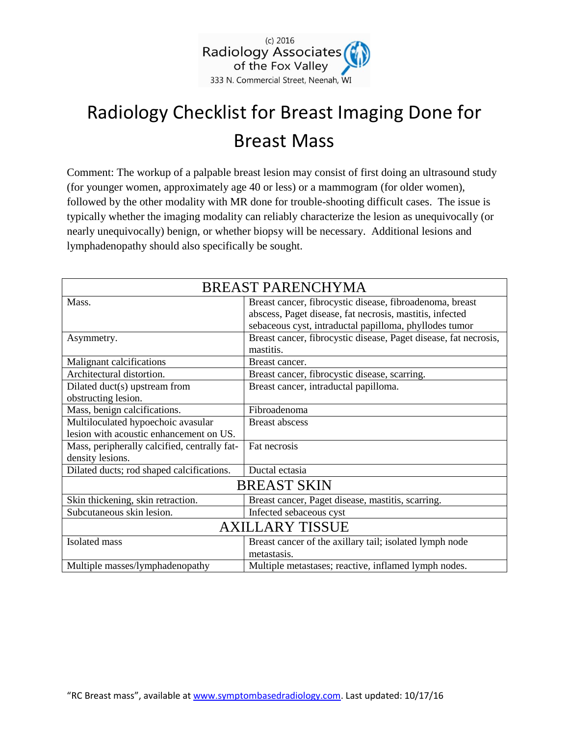(c) 2016
Radiology Associates of the Fox Valley
333 N. Commercial Street, Neenah, WI

# Radiology Checklist for Breast Imaging Done for Breast Mass

Comment: The workup of a palpable breast lesion may consist of first doing an ultrasound study (for younger women, approximately age 40 or less) or a mammogram (for older women), followed by the other modality with MR done for trouble-shooting difficult cases. The issue is typically whether the imaging modality can reliably characterize the lesion as unequivocally (or nearly unequivocally) benign, or whether biopsy will be necessary. Additional lesions and lymphadenopathy should also specifically be sought.

| BREAST PARENCHYMA | |
|---|---|
| Mass. | Breast cancer, fibrocystic disease, fibroadenoma, breast abscess, Paget disease, fat necrosis, mastitis, infected sebaceous cyst, intraductal papilloma, phyllodes tumor |
| Asymmetry. | Breast cancer, fibrocystic disease, Paget disease, fat necrosis, mastitis. |
| Malignant calcifications | Breast cancer. |
| Architectural distortion. | Breast cancer, fibrocystic disease, scarring. |
| Dilated duct(s) upstream from obstructing lesion. | Breast cancer, intraductal papilloma. |
| Mass, benign calcifications. | Fibroadenoma |
| Multiloculated hypoechoic avasular lesion with acoustic enhancement on US. | Breast abscess |
| Mass, peripherally calcified, centrally fat-density lesions. | Fat necrosis |
| Dilated ducts; rod shaped calcifications. | Ductal ectasia |
| **BREAST SKIN** | |
| Skin thickening, skin retraction. | Breast cancer, Paget disease, mastitis, scarring. |
| Subcutaneous skin lesion. | Infected sebaceous cyst |
| **AXILLARY TISSUE** | |
| Isolated mass | Breast cancer of the axillary tail; isolated lymph node metastasis. |
| Multiple masses/lymphadenopathy | Multiple metastases; reactive, inflamed lymph nodes. |

"RC Breast mass", available at www.symptombasedradiology.com. Last updated: 10/17/16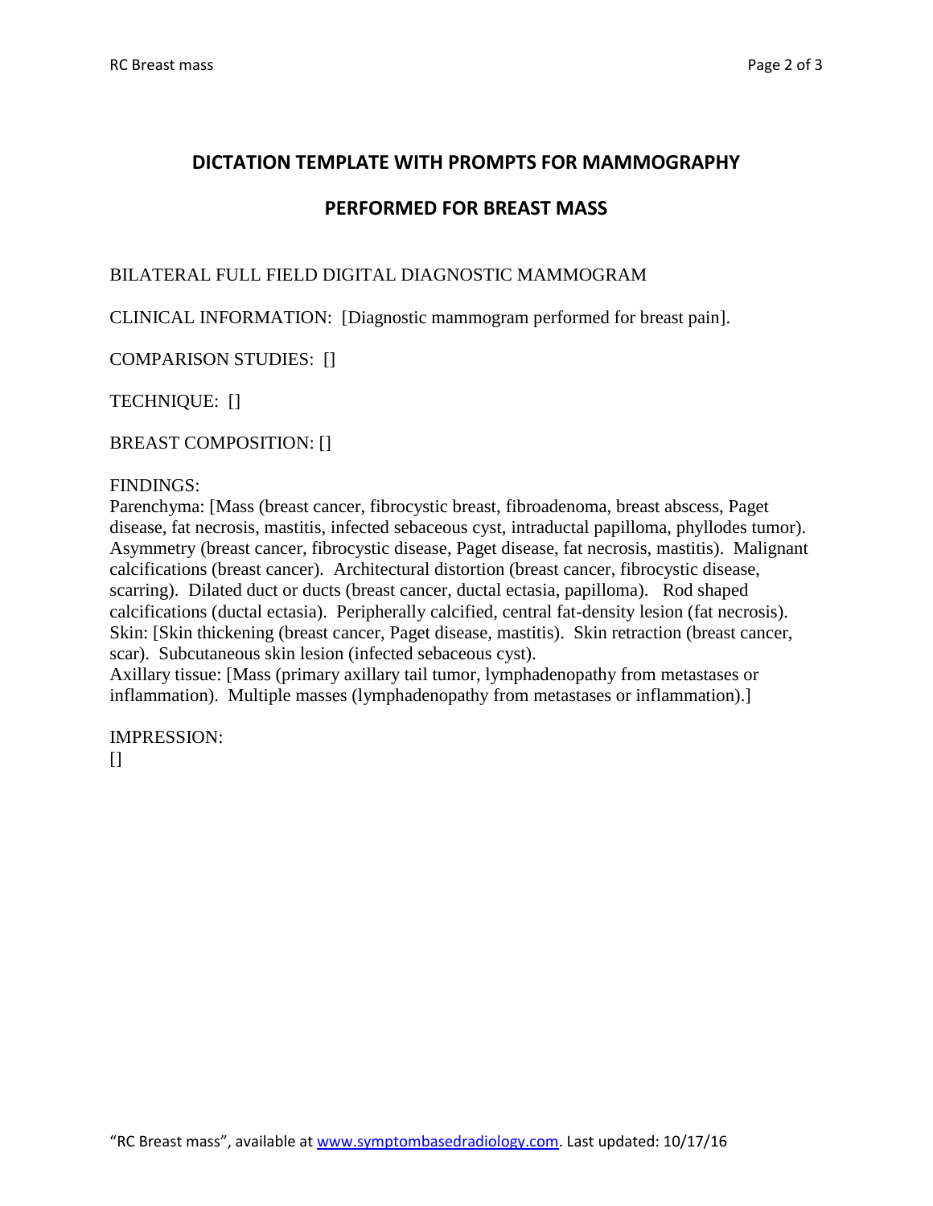## DICTATION TEMPLATE WITH PROMPTS FOR MAMMOGRAPHY

## PERFORMED FOR BREAST MASS

BILATERAL FULL FIELD DIGITAL DIAGNOSTIC MAMMOGRAM

CLINICAL INFORMATION: [Diagnostic mammogram performed for breast pain].

COMPARISON STUDIES: []

TECHNIQUE: []

BREAST COMPOSITION: []

FINDINGS:
Parenchyma: [Mass (breast cancer, fibrocystic breast, fibroadenoma, breast abscess, Paget disease, fat necrosis, mastitis, infected sebaceous cyst, intraductal papilloma, phyllodes tumor). Asymmetry (breast cancer, fibrocystic disease, Paget disease, fat necrosis, mastitis). Malignant calcifications (breast cancer). Architectural distortion (breast cancer, fibrocystic disease, scarring). Dilated duct or ducts (breast cancer, ductal ectasia, papilloma). Rod shaped calcifications (ductal ectasia). Peripherally calcified, central fat-density lesion (fat necrosis).
Skin: [Skin thickening (breast cancer, Paget disease, mastitis). Skin retraction (breast cancer, scar). Subcutaneous skin lesion (infected sebaceous cyst).
Axillary tissue: [Mass (primary axillary tail tumor, lymphadenopathy from metastases or inflammation). Multiple masses (lymphadenopathy from metastases or inflammation).]

IMPRESSION:
[]

"RC Breast mass", available at www.symptombasedradiology.com. Last updated: 10/17/16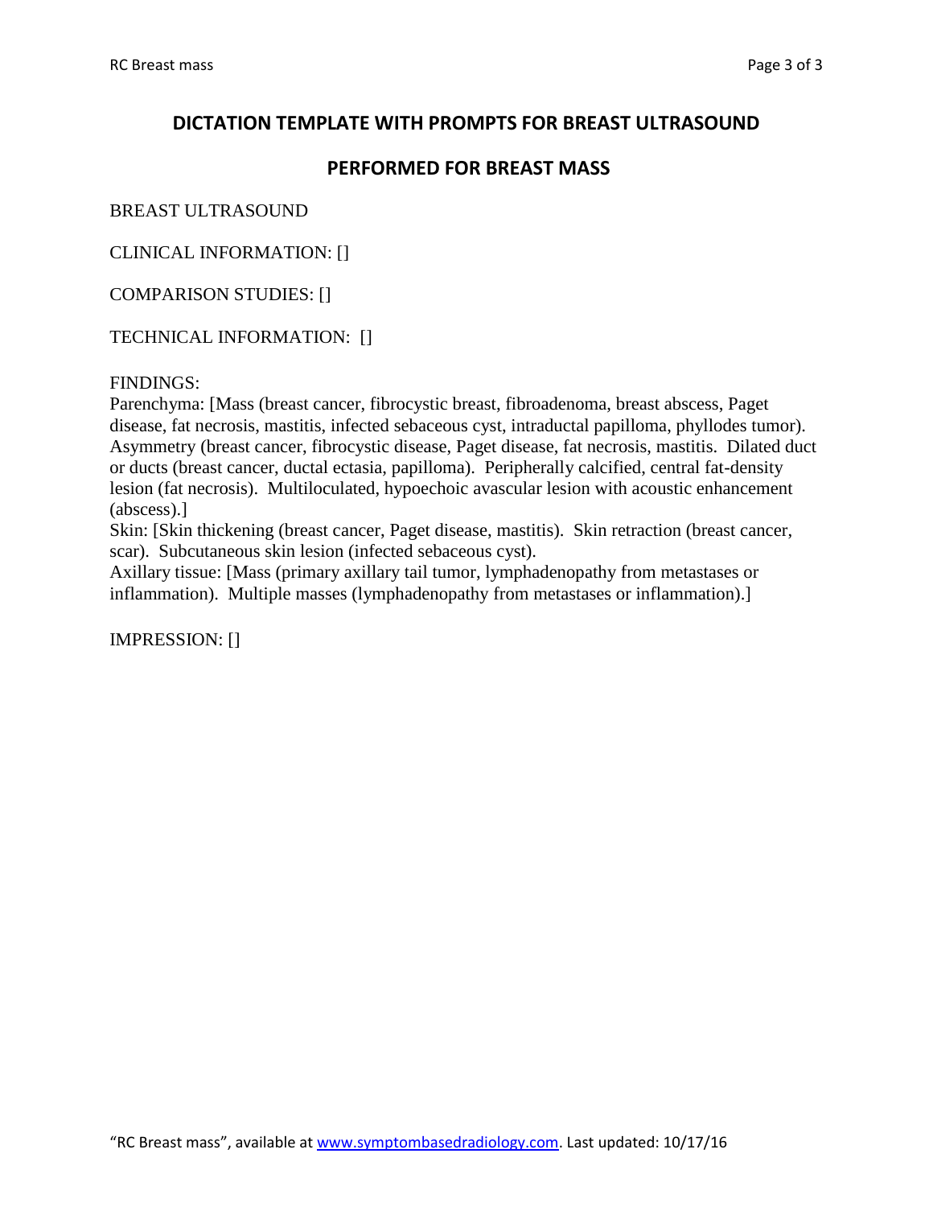## DICTATION TEMPLATE WITH PROMPTS FOR BREAST ULTRASOUND

## PERFORMED FOR BREAST MASS

BREAST ULTRASOUND

CLINICAL INFORMATION: []

COMPARISON STUDIES: []

TECHNICAL INFORMATION: []

FINDINGS:
Parenchyma: [Mass (breast cancer, fibrocystic breast, fibroadenoma, breast abscess, Paget disease, fat necrosis, mastitis, infected sebaceous cyst, intraductal papilloma, phyllodes tumor). Asymmetry (breast cancer, fibrocystic disease, Paget disease, fat necrosis, mastitis. Dilated duct or ducts (breast cancer, ductal ectasia, papilloma). Peripherally calcified, central fat-density lesion (fat necrosis). Multiloculated, hypoechoic avascular lesion with acoustic enhancement (abscess).]
Skin: [Skin thickening (breast cancer, Paget disease, mastitis). Skin retraction (breast cancer, scar). Subcutaneous skin lesion (infected sebaceous cyst).
Axillary tissue: [Mass (primary axillary tail tumor, lymphadenopathy from metastases or inflammation). Multiple masses (lymphadenopathy from metastases or inflammation).]

IMPRESSION: []

"RC Breast mass", available at www.symptombasedradiology.com. Last updated: 10/17/16